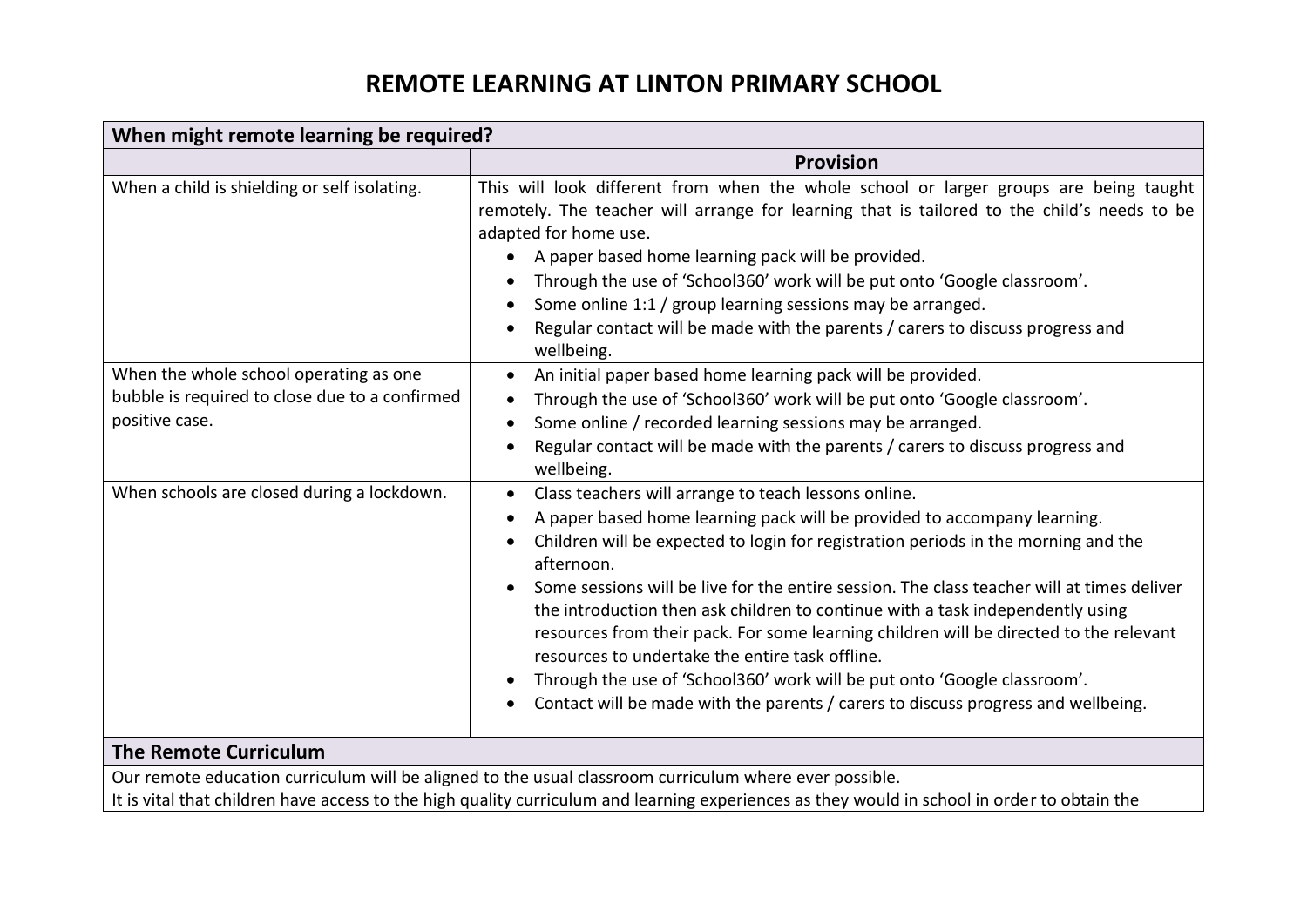# REMOTE LEARNING AT LINTON PRIMARY SCHOOL

| When might remote learning be required? | |
|---|---|
| | **Provision** |
| When a child is shielding or self isolating. | This will look different from when the whole school or larger groups are being taught remotely. The teacher will arrange for learning that is tailored to the child's needs to be adapted for home use.<br>• A paper based home learning pack will be provided.<br>• Through the use of 'School360' work will be put onto 'Google classroom'.<br>• Some online 1:1 / group learning sessions may be arranged.<br>• Regular contact will be made with the parents / carers to discuss progress and wellbeing. |
| When the whole school operating as one bubble is required to close due to a confirmed positive case. | • An initial paper based home learning pack will be provided.<br>• Through the use of 'School360' work will be put onto 'Google classroom'.<br>• Some online / recorded learning sessions may be arranged.<br>• Regular contact will be made with the parents / carers to discuss progress and wellbeing. |
| When schools are closed during a lockdown. | • Class teachers will arrange to teach lessons online.<br>• A paper based home learning pack will be provided to accompany learning.<br>• Children will be expected to login for registration periods in the morning and the afternoon.<br>• Some sessions will be live for the entire session. The class teacher will at times deliver the introduction then ask children to continue with a task independently using resources from their pack. For some learning children will be directed to the relevant resources to undertake the entire task offline.<br>• Through the use of 'School360' work will be put onto 'Google classroom'.<br>• Contact will be made with the parents / carers to discuss progress and wellbeing. |

## The Remote Curriculum

Our remote education curriculum will be aligned to the usual classroom curriculum where ever possible.

It is vital that children have access to the high quality curriculum and learning experiences as they would in school in order to obtain the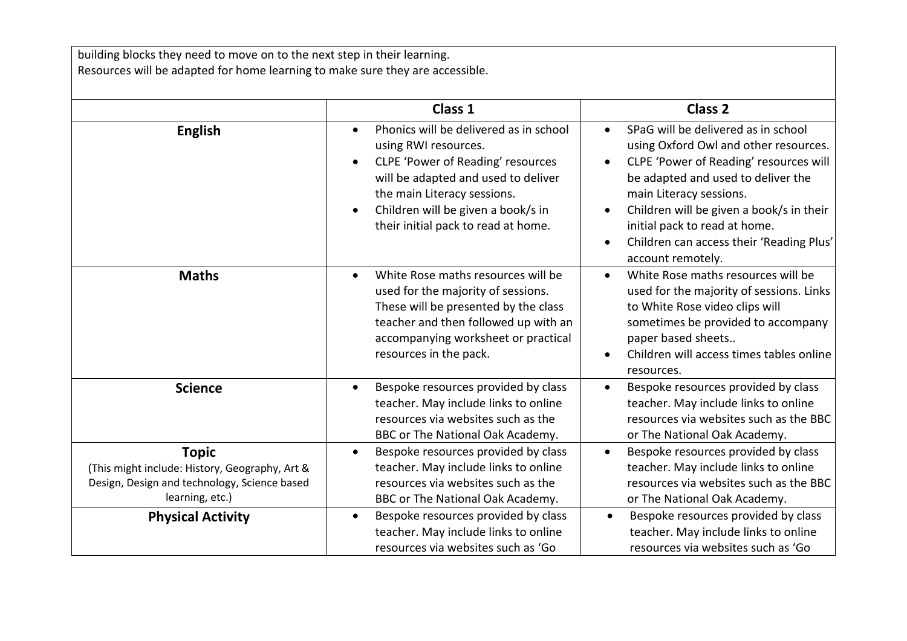building blocks they need to move on to the next step in their learning.
Resources will be adapted for home learning to make sure they are accessible.

| | **Class 1** | **Class 2** |
|---|---|---|
| **English** | • Phonics will be delivered as in school using RWI resources.<br>• CLPE 'Power of Reading' resources will be adapted and used to deliver the main Literacy sessions.<br>• Children will be given a book/s in their initial pack to read at home. | • SPaG will be delivered as in school using Oxford Owl and other resources.<br>• CLPE 'Power of Reading' resources will be adapted and used to deliver the main Literacy sessions.<br>• Children will be given a book/s in their initial pack to read at home.<br>• Children can access their 'Reading Plus' account remotely. |
| **Maths** | • White Rose maths resources will be used for the majority of sessions. These will be presented by the class teacher and then followed up with an accompanying worksheet or practical resources in the pack. | • White Rose maths resources will be used for the majority of sessions. Links to White Rose video clips will sometimes be provided to accompany paper based sheets..<br>• Children will access times tables online resources. |
| **Science** | • Bespoke resources provided by class teacher. May include links to online resources via websites such as the BBC or The National Oak Academy. | • Bespoke resources provided by class teacher. May include links to online resources via websites such as the BBC or The National Oak Academy. |
| **Topic**<br>(This might include: History, Geography, Art & Design, Design and technology, Science based learning, etc.) | • Bespoke resources provided by class teacher. May include links to online resources via websites such as the BBC or The National Oak Academy. | • Bespoke resources provided by class teacher. May include links to online resources via websites such as the BBC or The National Oak Academy. |
| **Physical Activity** | • Bespoke resources provided by class teacher. May include links to online resources via websites such as 'Go | • Bespoke resources provided by class teacher. May include links to online resources via websites such as 'Go |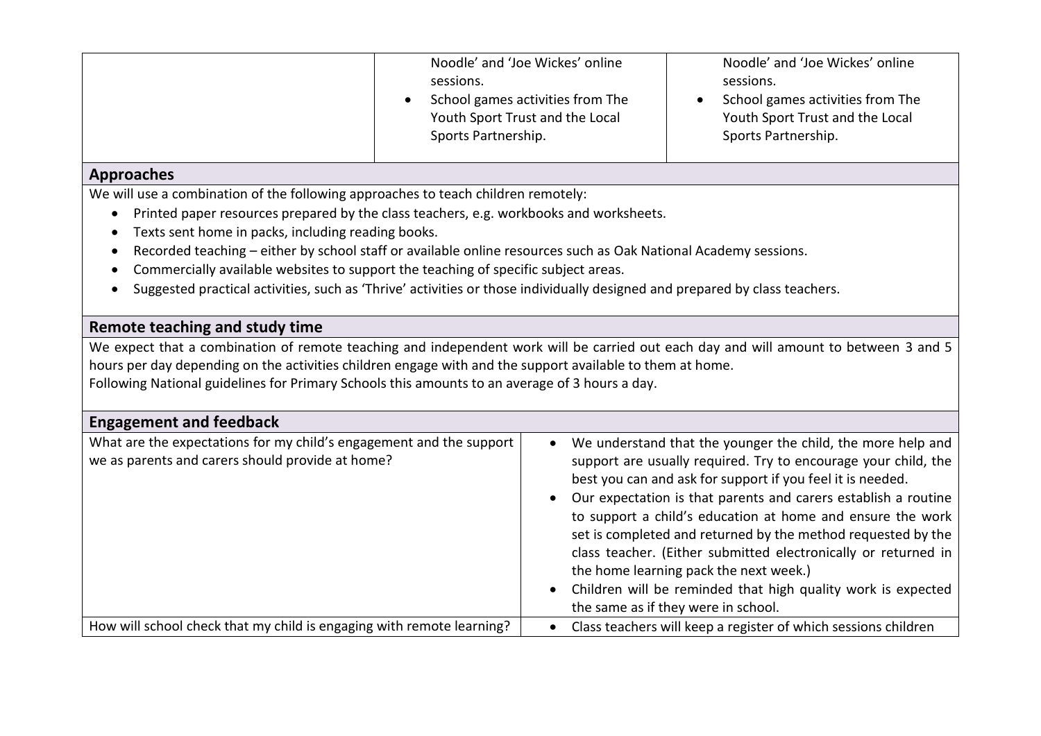|  | Noodle' and 'Joe Wickes' online sessions.<br>• School games activities from The Youth Sport Trust and the Local Sports Partnership. | Noodle' and 'Joe Wickes' online sessions.<br>• School games activities from The Youth Sport Trust and the Local Sports Partnership. |
| --- | --- | --- |

## Approaches

We will use a combination of the following approaches to teach children remotely:

- Printed paper resources prepared by the class teachers, e.g. workbooks and worksheets.
- Texts sent home in packs, including reading books.
- Recorded teaching – either by school staff or available online resources such as Oak National Academy sessions.
- Commercially available websites to support the teaching of specific subject areas.
- Suggested practical activities, such as 'Thrive' activities or those individually designed and prepared by class teachers.

## Remote teaching and study time

We expect that a combination of remote teaching and independent work will be carried out each day and will amount to between 3 and 5 hours per day depending on the activities children engage with and the support available to them at home.
Following National guidelines for Primary Schools this amounts to an average of 3 hours a day.

## Engagement and feedback

| What are the expectations for my child's engagement and the support we as parents and carers should provide at home? | • We understand that the younger the child, the more help and support are usually required. Try to encourage your child, the best you can and ask for support if you feel it is needed.<br>• Our expectation is that parents and carers establish a routine to support a child's education at home and ensure the work set is completed and returned by the method requested by the class teacher. (Either submitted electronically or returned in the home learning pack the next week.)<br>• Children will be reminded that high quality work is expected the same as if they were in school. |
| --- | --- |
| How will school check that my child is engaging with remote learning? | • Class teachers will keep a register of which sessions children |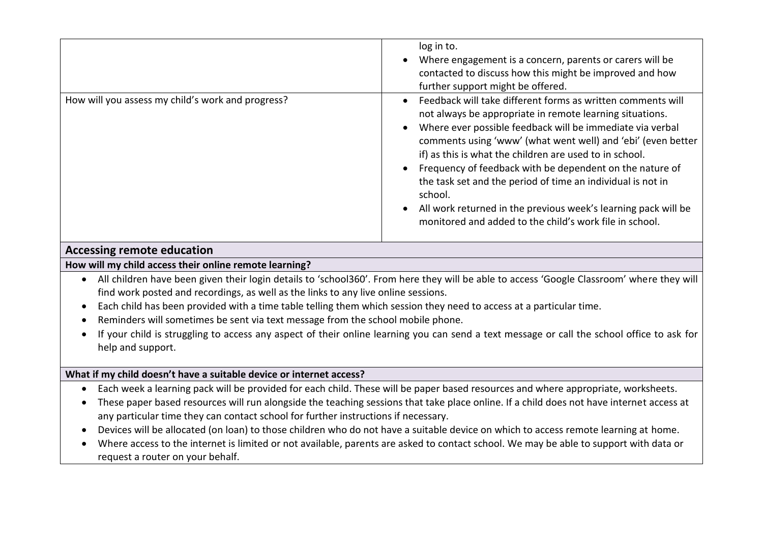| | |
|---|---|
| | log in to.<br>• Where engagement is a concern, parents or carers will be contacted to discuss how this might be improved and how further support might be offered. |
| How will you assess my child's work and progress? | • Feedback will take different forms as written comments will not always be appropriate in remote learning situations.<br>• Where ever possible feedback will be immediate via verbal comments using 'www' (what went well) and 'ebi' (even better if) as this is what the children are used to in school.<br>• Frequency of feedback with be dependent on the nature of the task set and the period of time an individual is not in school.<br>• All work returned in the previous week's learning pack will be monitored and added to the child's work file in school. |

## Accessing remote education

**How will my child access their online remote learning?**

- All children have been given their login details to 'school360'. From here they will be able to access 'Google Classroom' where they will find work posted and recordings, as well as the links to any live online sessions.
- Each child has been provided with a time table telling them which session they need to access at a particular time.
- Reminders will sometimes be sent via text message from the school mobile phone.
- If your child is struggling to access any aspect of their online learning you can send a text message or call the school office to ask for help and support.

**What if my child doesn't have a suitable device or internet access?**

- Each week a learning pack will be provided for each child. These will be paper based resources and where appropriate, worksheets.
- These paper based resources will run alongside the teaching sessions that take place online. If a child does not have internet access at any particular time they can contact school for further instructions if necessary.
- Devices will be allocated (on loan) to those children who do not have a suitable device on which to access remote learning at home.
- Where access to the internet is limited or not available, parents are asked to contact school. We may be able to support with data or request a router on your behalf.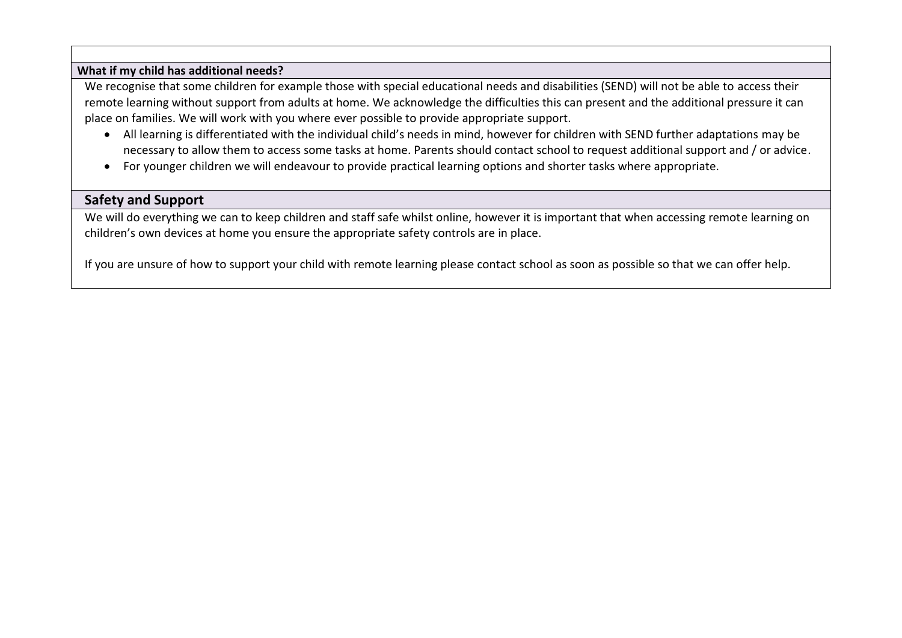**What if my child has additional needs?**

We recognise that some children for example those with special educational needs and disabilities (SEND) will not be able to access their remote learning without support from adults at home. We acknowledge the difficulties this can present and the additional pressure it can place on families. We will work with you where ever possible to provide appropriate support.

- All learning is differentiated with the individual child's needs in mind, however for children with SEND further adaptations may be necessary to allow them to access some tasks at home. Parents should contact school to request additional support and / or advice.
- For younger children we will endeavour to provide practical learning options and shorter tasks where appropriate.

## Safety and Support

We will do everything we can to keep children and staff safe whilst online, however it is important that when accessing remote learning on children's own devices at home you ensure the appropriate safety controls are in place.

If you are unsure of how to support your child with remote learning please contact school as soon as possible so that we can offer help.